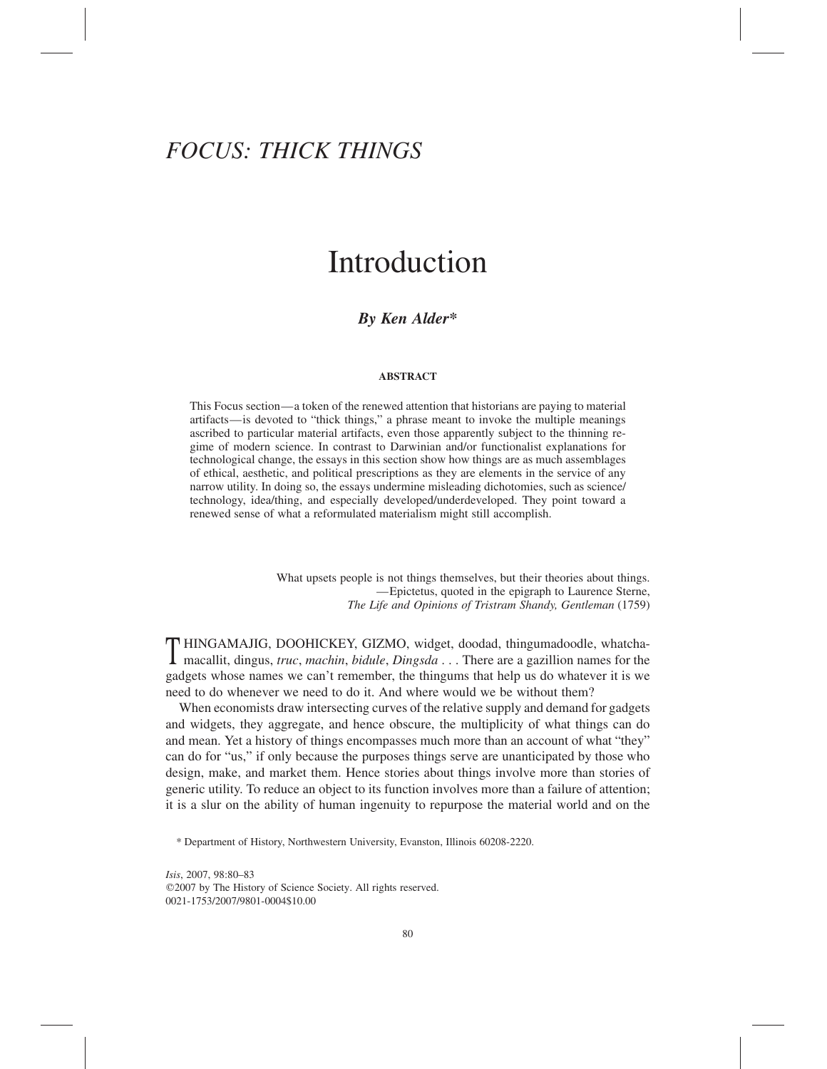## *FOCUS: THICK THINGS*

# Introduction

### *By Ken Alder**

**ABSTRACT**

This Focus section—a token of the renewed attention that historians are paying to material artifacts—is devoted to "thick things," a phrase meant to invoke the multiple meanings ascribed to particular material artifacts, even those apparently subject to the thinning regime of modern science. In contrast to Darwinian and/or functionalist explanations for technological change, the essays in this section show how things are as much assemblages of ethical, aesthetic, and political prescriptions as they are elements in the service of any narrow utility. In doing so, the essays undermine misleading dichotomies, such as science/technology, idea/thing, and especially developed/underdeveloped. They point toward a renewed sense of what a reformulated materialism might still accomplish.

> What upsets people is not things themselves, but their theories about things.
> —Epictetus, quoted in the epigraph to Laurence Sterne,
> *The Life and Opinions of Tristram Shandy, Gentleman* (1759)

THINGAMAJIG, DOOHICKEY, GIZMO, widget, doodad, thingumadoodle, whatchamacallit, dingus, *truc*, *machin*, *bidule*, *Dingsda* . . . There are a gazillion names for the gadgets whose names we can't remember, the thingums that help us do whatever it is we need to do whenever we need to do it. And where would we be without them?

When economists draw intersecting curves of the relative supply and demand for gadgets and widgets, they aggregate, and hence obscure, the multiplicity of what things can do and mean. Yet a history of things encompasses much more than an account of what "they" can do for "us," if only because the purposes things serve are unanticipated by those who design, make, and market them. Hence stories about things involve more than stories of generic utility. To reduce an object to its function involves more than a failure of attention; it is a slur on the ability of human ingenuity to repurpose the material world and on the

\* Department of History, Northwestern University, Evanston, Illinois 60208-2220.

*Isis*, 2007, 98:80–83
©2007 by The History of Science Society. All rights reserved.
0021-1753/2007/9801-0004$10.00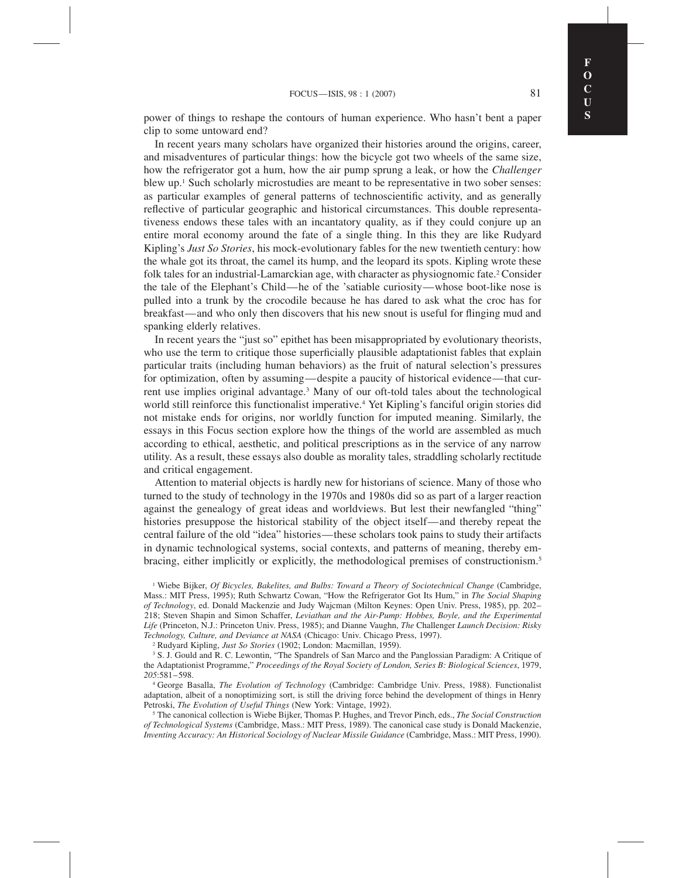power of things to reshape the contours of human experience. Who hasn't bent a paper clip to some untoward end?

In recent years many scholars have organized their histories around the origins, career, and misadventures of particular things: how the bicycle got two wheels of the same size, how the refrigerator got a hum, how the air pump sprung a leak, or how the *Challenger* blew up.[1] Such scholarly microstudies are meant to be representative in two sober senses: as particular examples of general patterns of technoscientific activity, and as generally reflective of particular geographic and historical circumstances. This double representativeness endows these tales with an incantatory quality, as if they could conjure up an entire moral economy around the fate of a single thing. In this they are like Rudyard Kipling's *Just So Stories*, his mock-evolutionary fables for the new twentieth century: how the whale got its throat, the camel its hump, and the leopard its spots. Kipling wrote these folk tales for an industrial-Lamarckian age, with character as physiognomic fate.[2] Consider the tale of the Elephant's Child—he of the 'satiable curiosity—whose boot-like nose is pulled into a trunk by the crocodile because he has dared to ask what the croc has for breakfast—and who only then discovers that his new snout is useful for flinging mud and spanking elderly relatives.

In recent years the "just so" epithet has been misappropriated by evolutionary theorists, who use the term to critique those superficially plausible adaptationist fables that explain particular traits (including human behaviors) as the fruit of natural selection's pressures for optimization, often by assuming—despite a paucity of historical evidence—that current use implies original advantage.[3] Many of our oft-told tales about the technological world still reinforce this functionalist imperative.[4] Yet Kipling's fanciful origin stories did not mistake ends for origins, nor worldly function for imputed meaning. Similarly, the essays in this Focus section explore how the things of the world are assembled as much according to ethical, aesthetic, and political prescriptions as in the service of any narrow utility. As a result, these essays also double as morality tales, straddling scholarly rectitude and critical engagement.

Attention to material objects is hardly new for historians of science. Many of those who turned to the study of technology in the 1970s and 1980s did so as part of a larger reaction against the genealogy of great ideas and worldviews. But lest their newfangled "thing" histories presuppose the historical stability of the object itself—and thereby repeat the central failure of the old "idea" histories—these scholars took pains to study their artifacts in dynamic technological systems, social contexts, and patterns of meaning, thereby embracing, either implicitly or explicitly, the methodological premises of constructionism.[5]

[1] Wiebe Bijker, *Of Bicycles, Bakelites, and Bulbs: Toward a Theory of Sociotechnical Change* (Cambridge, Mass.: MIT Press, 1995); Ruth Schwartz Cowan, "How the Refrigerator Got Its Hum," in *The Social Shaping of Technology*, ed. Donald Mackenzie and Judy Wajcman (Milton Keynes: Open Univ. Press, 1985), pp. 202–218; Steven Shapin and Simon Schaffer, *Leviathan and the Air-Pump: Hobbes, Boyle, and the Experimental Life* (Princeton, N.J.: Princeton Univ. Press, 1985); and Dianne Vaughn, *The* Challenger *Launch Decision: Risky Technology, Culture, and Deviance at NASA* (Chicago: Univ. Chicago Press, 1997).

[2] Rudyard Kipling, *Just So Stories* (1902; London: Macmillan, 1959).

[3] S. J. Gould and R. C. Lewontin, "The Spandrels of San Marco and the Panglossian Paradigm: A Critique of the Adaptationist Programme," *Proceedings of the Royal Society of London, Series B: Biological Sciences*, 1979, *205*:581–598.

[4] George Basalla, *The Evolution of Technology* (Cambridge: Cambridge Univ. Press, 1988). Functionalist adaptation, albeit of a nonoptimizing sort, is still the driving force behind the development of things in Henry Petroski, *The Evolution of Useful Things* (New York: Vintage, 1992).

[5] The canonical collection is Wiebe Bijker, Thomas P. Hughes, and Trevor Pinch, eds., *The Social Construction of Technological Systems* (Cambridge, Mass.: MIT Press, 1989). The canonical case study is Donald Mackenzie, *Inventing Accuracy: An Historical Sociology of Nuclear Missile Guidance* (Cambridge, Mass.: MIT Press, 1990).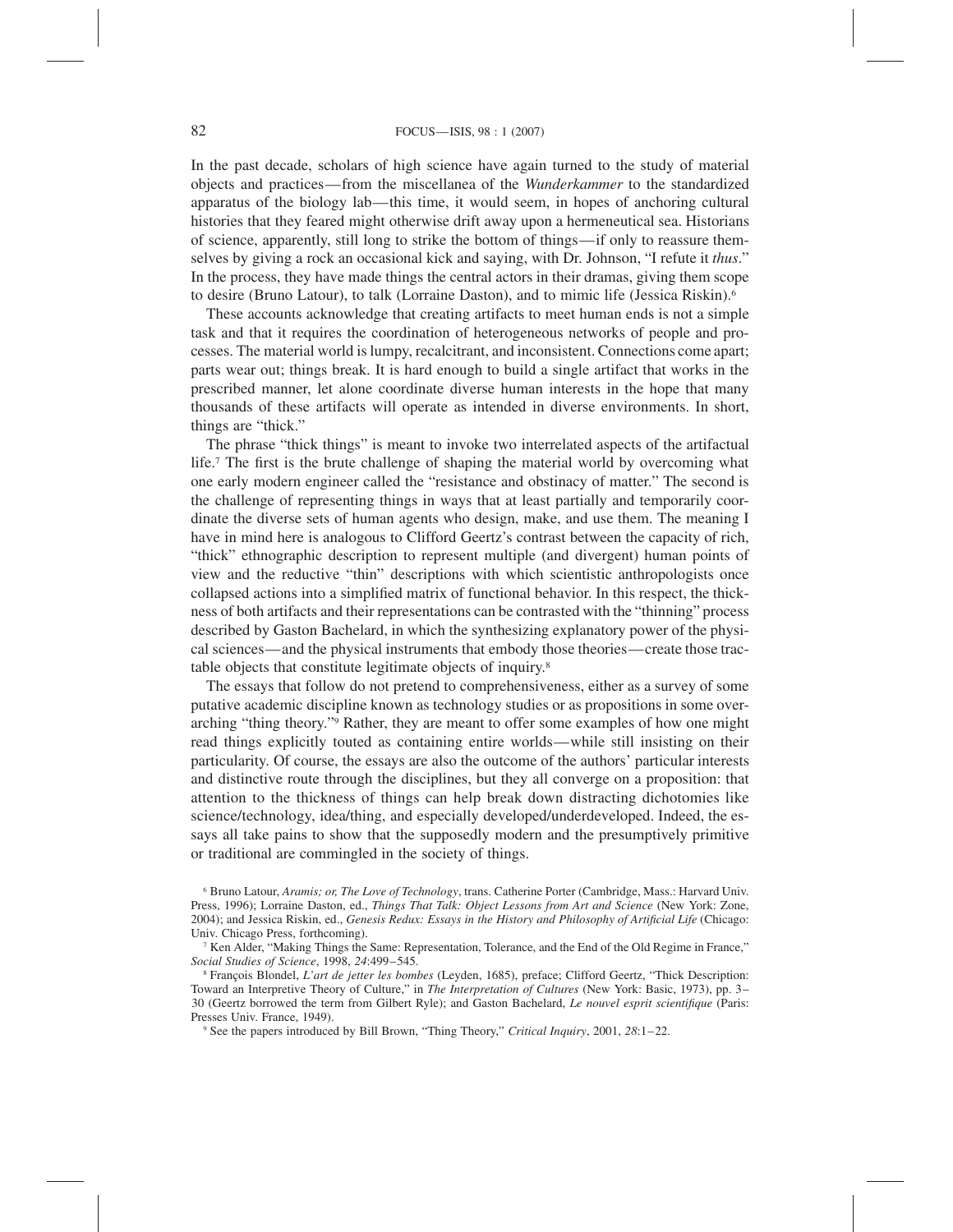In the past decade, scholars of high science have again turned to the study of material objects and practices—from the miscellanea of the *Wunderkammer* to the standardized apparatus of the biology lab—this time, it would seem, in hopes of anchoring cultural histories that they feared might otherwise drift away upon a hermeneutical sea. Historians of science, apparently, still long to strike the bottom of things—if only to reassure themselves by giving a rock an occasional kick and saying, with Dr. Johnson, "I refute it *thus*." In the process, they have made things the central actors in their dramas, giving them scope to desire (Bruno Latour), to talk (Lorraine Daston), and to mimic life (Jessica Riskin).[6]

These accounts acknowledge that creating artifacts to meet human ends is not a simple task and that it requires the coordination of heterogeneous networks of people and processes. The material world is lumpy, recalcitrant, and inconsistent. Connections come apart; parts wear out; things break. It is hard enough to build a single artifact that works in the prescribed manner, let alone coordinate diverse human interests in the hope that many thousands of these artifacts will operate as intended in diverse environments. In short, things are "thick."

The phrase "thick things" is meant to invoke two interrelated aspects of the artifactual life.[7] The first is the brute challenge of shaping the material world by overcoming what one early modern engineer called the "resistance and obstinacy of matter." The second is the challenge of representing things in ways that at least partially and temporarily coordinate the diverse sets of human agents who design, make, and use them. The meaning I have in mind here is analogous to Clifford Geertz's contrast between the capacity of rich, "thick" ethnographic description to represent multiple (and divergent) human points of view and the reductive "thin" descriptions with which scientistic anthropologists once collapsed actions into a simplified matrix of functional behavior. In this respect, the thickness of both artifacts and their representations can be contrasted with the "thinning" process described by Gaston Bachelard, in which the synthesizing explanatory power of the physical sciences—and the physical instruments that embody those theories—create those tractable objects that constitute legitimate objects of inquiry.[8]

The essays that follow do not pretend to comprehensiveness, either as a survey of some putative academic discipline known as technology studies or as propositions in some overarching "thing theory."[9] Rather, they are meant to offer some examples of how one might read things explicitly touted as containing entire worlds—while still insisting on their particularity. Of course, the essays are also the outcome of the authors' particular interests and distinctive route through the disciplines, but they all converge on a proposition: that attention to the thickness of things can help break down distracting dichotomies like science/technology, idea/thing, and especially developed/underdeveloped. Indeed, the essays all take pains to show that the supposedly modern and the presumptively primitive or traditional are commingled in the society of things.

[6] Bruno Latour, *Aramis; or, The Love of Technology*, trans. Catherine Porter (Cambridge, Mass.: Harvard Univ. Press, 1996); Lorraine Daston, ed., *Things That Talk: Object Lessons from Art and Science* (New York: Zone, 2004); and Jessica Riskin, ed., *Genesis Redux: Essays in the History and Philosophy of Artificial Life* (Chicago: Univ. Chicago Press, forthcoming).

[7] Ken Alder, "Making Things the Same: Representation, Tolerance, and the End of the Old Regime in France," *Social Studies of Science*, 1998, *24*:499–545.

[8] François Blondel, *L'art de jetter les bombes* (Leyden, 1685), preface; Clifford Geertz, "Thick Description: Toward an Interpretive Theory of Culture," in *The Interpretation of Cultures* (New York: Basic, 1973), pp. 3–30 (Geertz borrowed the term from Gilbert Ryle); and Gaston Bachelard, *Le nouvel esprit scientifique* (Paris: Presses Univ. France, 1949).

[9] See the papers introduced by Bill Brown, "Thing Theory," *Critical Inquiry*, 2001, *28*:1–22.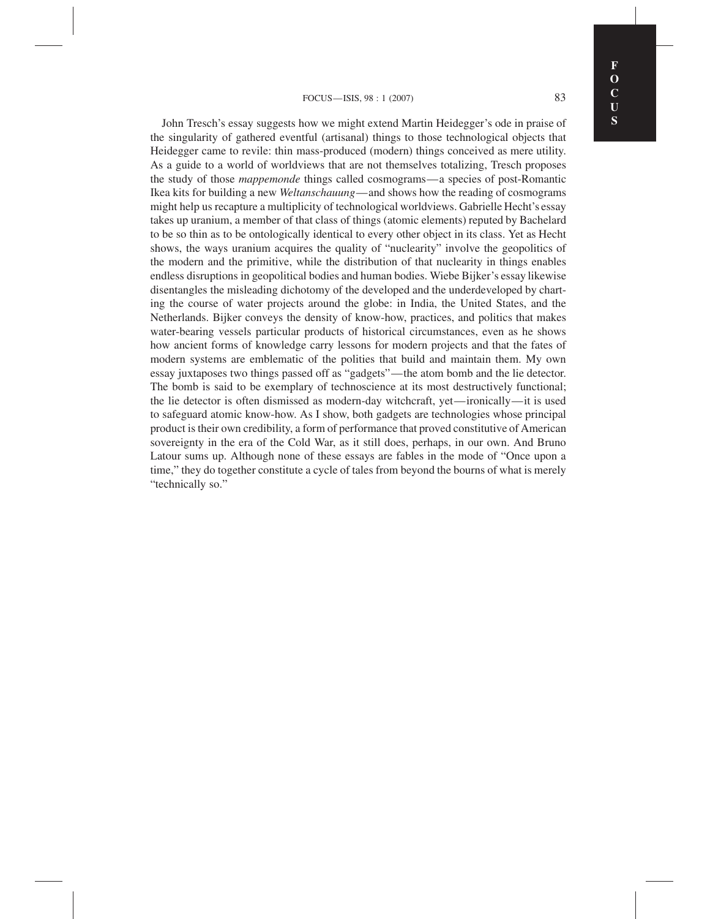John Tresch's essay suggests how we might extend Martin Heidegger's ode in praise of the singularity of gathered eventful (artisanal) things to those technological objects that Heidegger came to revile: thin mass-produced (modern) things conceived as mere utility. As a guide to a world of worldviews that are not themselves totalizing, Tresch proposes the study of those *mappemonde* things called cosmograms—a species of post-Romantic Ikea kits for building a new *Weltanschauung*—and shows how the reading of cosmograms might help us recapture a multiplicity of technological worldviews. Gabrielle Hecht's essay takes up uranium, a member of that class of things (atomic elements) reputed by Bachelard to be so thin as to be ontologically identical to every other object in its class. Yet as Hecht shows, the ways uranium acquires the quality of "nuclearity" involve the geopolitics of the modern and the primitive, while the distribution of that nuclearity in things enables endless disruptions in geopolitical bodies and human bodies. Wiebe Bijker's essay likewise disentangles the misleading dichotomy of the developed and the underdeveloped by charting the course of water projects around the globe: in India, the United States, and the Netherlands. Bijker conveys the density of know-how, practices, and politics that makes water-bearing vessels particular products of historical circumstances, even as he shows how ancient forms of knowledge carry lessons for modern projects and that the fates of modern systems are emblematic of the polities that build and maintain them. My own essay juxtaposes two things passed off as "gadgets"—the atom bomb and the lie detector. The bomb is said to be exemplary of technoscience at its most destructively functional; the lie detector is often dismissed as modern-day witchcraft, yet—ironically—it is used to safeguard atomic know-how. As I show, both gadgets are technologies whose principal product is their own credibility, a form of performance that proved constitutive of American sovereignty in the era of the Cold War, as it still does, perhaps, in our own. And Bruno Latour sums up. Although none of these essays are fables in the mode of "Once upon a time," they do together constitute a cycle of tales from beyond the bourns of what is merely "technically so."